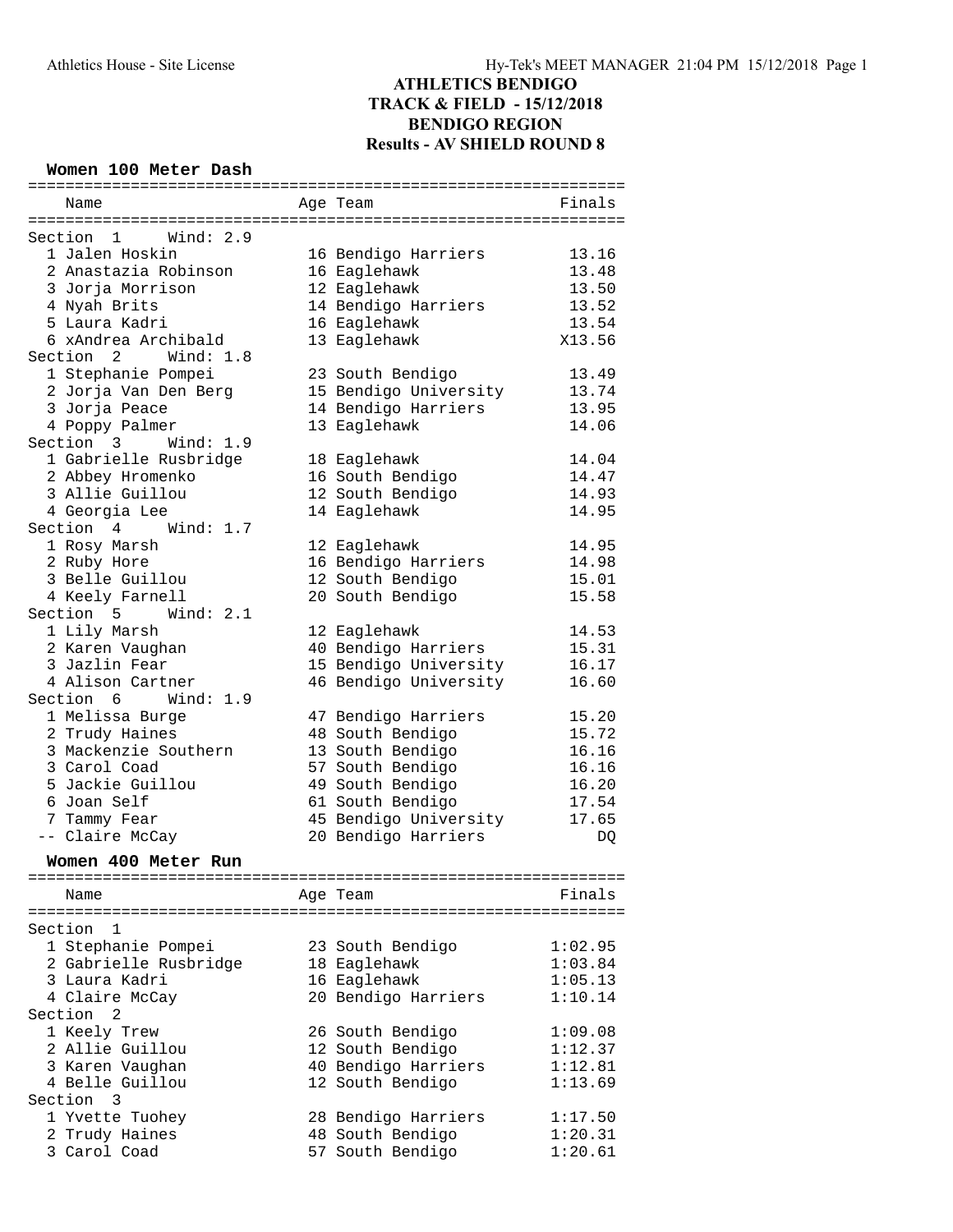# ATHLETICS BENDIGO
## TRACK & FIELD - 15/12/2018
## BENDIGO REGION
## Results - AV SHIELD ROUND 8

### Women 100 Meter Dash

| Name | Age | Team | Finals |
|---|---|---|---|
| **Section 1 Wind: 2.9** | | | |
| 1 Jalen Hoskin | 16 | Bendigo Harriers | 13.16 |
| 2 Anastazia Robinson | 16 | Eaglehawk | 13.48 |
| 3 Jorja Morrison | 12 | Eaglehawk | 13.50 |
| 4 Nyah Brits | 14 | Bendigo Harriers | 13.52 |
| 5 Laura Kadri | 16 | Eaglehawk | 13.54 |
| 6 xAndrea Archibald | 13 | Eaglehawk | X13.56 |
| **Section 2 Wind: 1.8** | | | |
| 1 Stephanie Pompei | 23 | South Bendigo | 13.49 |
| 2 Jorja Van Den Berg | 15 | Bendigo University | 13.74 |
| 3 Jorja Peace | 14 | Bendigo Harriers | 13.95 |
| 4 Poppy Palmer | 13 | Eaglehawk | 14.06 |
| **Section 3 Wind: 1.9** | | | |
| 1 Gabrielle Rusbridge | 18 | Eaglehawk | 14.04 |
| 2 Abbey Hromenko | 16 | South Bendigo | 14.47 |
| 3 Allie Guillou | 12 | South Bendigo | 14.93 |
| 4 Georgia Lee | 14 | Eaglehawk | 14.95 |
| **Section 4 Wind: 1.7** | | | |
| 1 Rosy Marsh | 12 | Eaglehawk | 14.95 |
| 2 Ruby Hore | 16 | Bendigo Harriers | 14.98 |
| 3 Belle Guillou | 12 | South Bendigo | 15.01 |
| 4 Keely Farnell | 20 | South Bendigo | 15.58 |
| **Section 5 Wind: 2.1** | | | |
| 1 Lily Marsh | 12 | Eaglehawk | 14.53 |
| 2 Karen Vaughan | 40 | Bendigo Harriers | 15.31 |
| 3 Jazlin Fear | 15 | Bendigo University | 16.17 |
| 4 Alison Cartner | 46 | Bendigo University | 16.60 |
| **Section 6 Wind: 1.9** | | | |
| 1 Melissa Burge | 47 | Bendigo Harriers | 15.20 |
| 2 Trudy Haines | 48 | South Bendigo | 15.72 |
| 3 Mackenzie Southern | 13 | South Bendigo | 16.16 |
| 3 Carol Coad | 57 | South Bendigo | 16.16 |
| 5 Jackie Guillou | 49 | South Bendigo | 16.20 |
| 6 Joan Self | 61 | South Bendigo | 17.54 |
| 7 Tammy Fear | 45 | Bendigo University | 17.65 |
| -- Claire McCay | 20 | Bendigo Harriers | DQ |

### Women 400 Meter Run

| Name | Age | Team | Finals |
|---|---|---|---|
| **Section 1** | | | |
| 1 Stephanie Pompei | 23 | South Bendigo | 1:02.95 |
| 2 Gabrielle Rusbridge | 18 | Eaglehawk | 1:03.84 |
| 3 Laura Kadri | 16 | Eaglehawk | 1:05.13 |
| 4 Claire McCay | 20 | Bendigo Harriers | 1:10.14 |
| **Section 2** | | | |
| 1 Keely Trew | 26 | South Bendigo | 1:09.08 |
| 2 Allie Guillou | 12 | South Bendigo | 1:12.37 |
| 3 Karen Vaughan | 40 | Bendigo Harriers | 1:12.81 |
| 4 Belle Guillou | 12 | South Bendigo | 1:13.69 |
| **Section 3** | | | |
| 1 Yvette Tuohey | 28 | Bendigo Harriers | 1:17.50 |
| 2 Trudy Haines | 48 | South Bendigo | 1:20.31 |
| 3 Carol Coad | 57 | South Bendigo | 1:20.61 |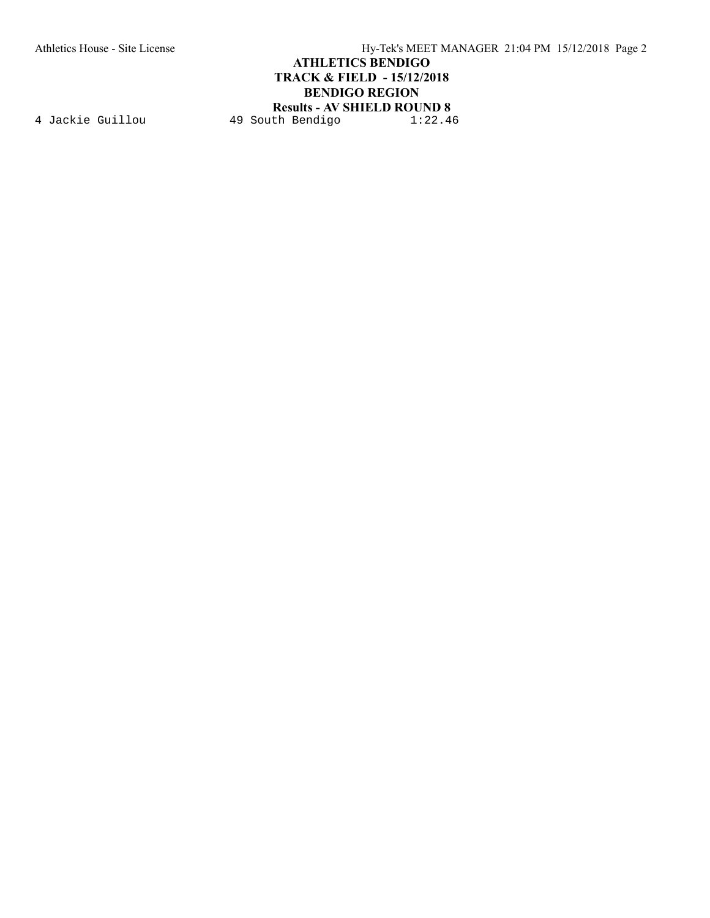4 Jackie Guillou 49 South Bendigo 1:22.46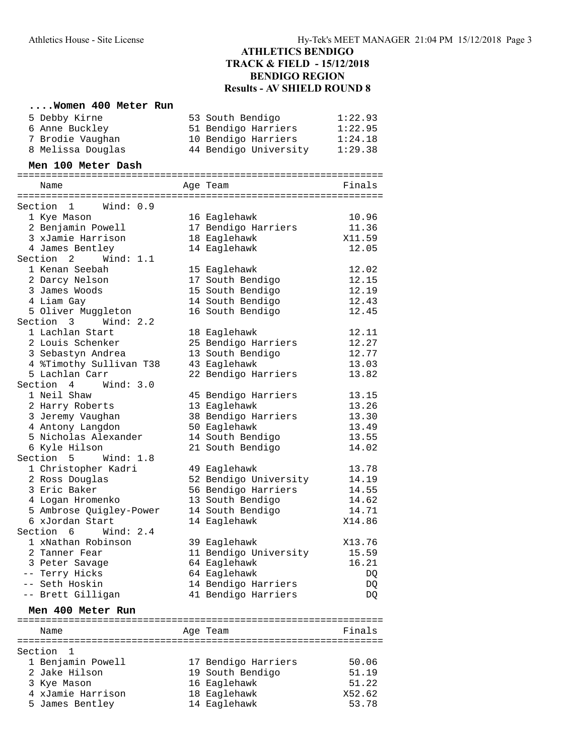## ATHLETICS BENDIGO
## TRACK & FIELD - 15/12/2018
## BENDIGO REGION
## Results - AV SHIELD ROUND 8

### ....Women 400 Meter Run

| Name | Age Team | Finals |
|---|---|---|
| 5 Debby Kirne | 53 South Bendigo | 1:22.93 |
| 6 Anne Buckley | 51 Bendigo Harriers | 1:22.95 |
| 7 Brodie Vaughan | 10 Bendigo Harriers | 1:24.18 |
| 8 Melissa Douglas | 44 Bendigo University | 1:29.38 |

### Men 100 Meter Dash

| Name | Age Team | Finals |
|---|---|---|
| **Section 1 Wind: 0.9** | | |
| 1 Kye Mason | 16 Eaglehawk | 10.96 |
| 2 Benjamin Powell | 17 Bendigo Harriers | 11.36 |
| 3 xJamie Harrison | 18 Eaglehawk | X11.59 |
| 4 James Bentley | 14 Eaglehawk | 12.05 |
| **Section 2 Wind: 1.1** | | |
| 1 Kenan Seebah | 15 Eaglehawk | 12.02 |
| 2 Darcy Nelson | 17 South Bendigo | 12.15 |
| 3 James Woods | 15 South Bendigo | 12.19 |
| 4 Liam Gay | 14 South Bendigo | 12.43 |
| 5 Oliver Muggleton | 16 South Bendigo | 12.45 |
| **Section 3 Wind: 2.2** | | |
| 1 Lachlan Start | 18 Eaglehawk | 12.11 |
| 2 Louis Schenker | 25 Bendigo Harriers | 12.27 |
| 3 Sebastyn Andrea | 13 South Bendigo | 12.77 |
| 4 %Timothy Sullivan T38 | 43 Eaglehawk | 13.03 |
| 5 Lachlan Carr | 22 Bendigo Harriers | 13.82 |
| **Section 4 Wind: 3.0** | | |
| 1 Neil Shaw | 45 Bendigo Harriers | 13.15 |
| 2 Harry Roberts | 13 Eaglehawk | 13.26 |
| 3 Jeremy Vaughan | 38 Bendigo Harriers | 13.30 |
| 4 Antony Langdon | 50 Eaglehawk | 13.49 |
| 5 Nicholas Alexander | 14 South Bendigo | 13.55 |
| 6 Kyle Hilson | 21 South Bendigo | 14.02 |
| **Section 5 Wind: 1.8** | | |
| 1 Christopher Kadri | 49 Eaglehawk | 13.78 |
| 2 Ross Douglas | 52 Bendigo University | 14.19 |
| 3 Eric Baker | 56 Bendigo Harriers | 14.55 |
| 4 Logan Hromenko | 13 South Bendigo | 14.62 |
| 5 Ambrose Quigley-Power | 14 South Bendigo | 14.71 |
| 6 xJordan Start | 14 Eaglehawk | X14.86 |
| **Section 6 Wind: 2.4** | | |
| 1 xNathan Robinson | 39 Eaglehawk | X13.76 |
| 2 Tanner Fear | 11 Bendigo University | 15.59 |
| 3 Peter Savage | 64 Eaglehawk | 16.21 |
| -- Terry Hicks | 64 Eaglehawk | DQ |
| -- Seth Hoskin | 14 Bendigo Harriers | DQ |
| -- Brett Gilligan | 41 Bendigo Harriers | DQ |

### Men 400 Meter Run

| Name | Age Team | Finals |
|---|---|---|
| **Section 1** | | |
| 1 Benjamin Powell | 17 Bendigo Harriers | 50.06 |
| 2 Jake Hilson | 19 South Bendigo | 51.19 |
| 3 Kye Mason | 16 Eaglehawk | 51.22 |
| 4 xJamie Harrison | 18 Eaglehawk | X52.62 |
| 5 James Bentley | 14 Eaglehawk | 53.78 |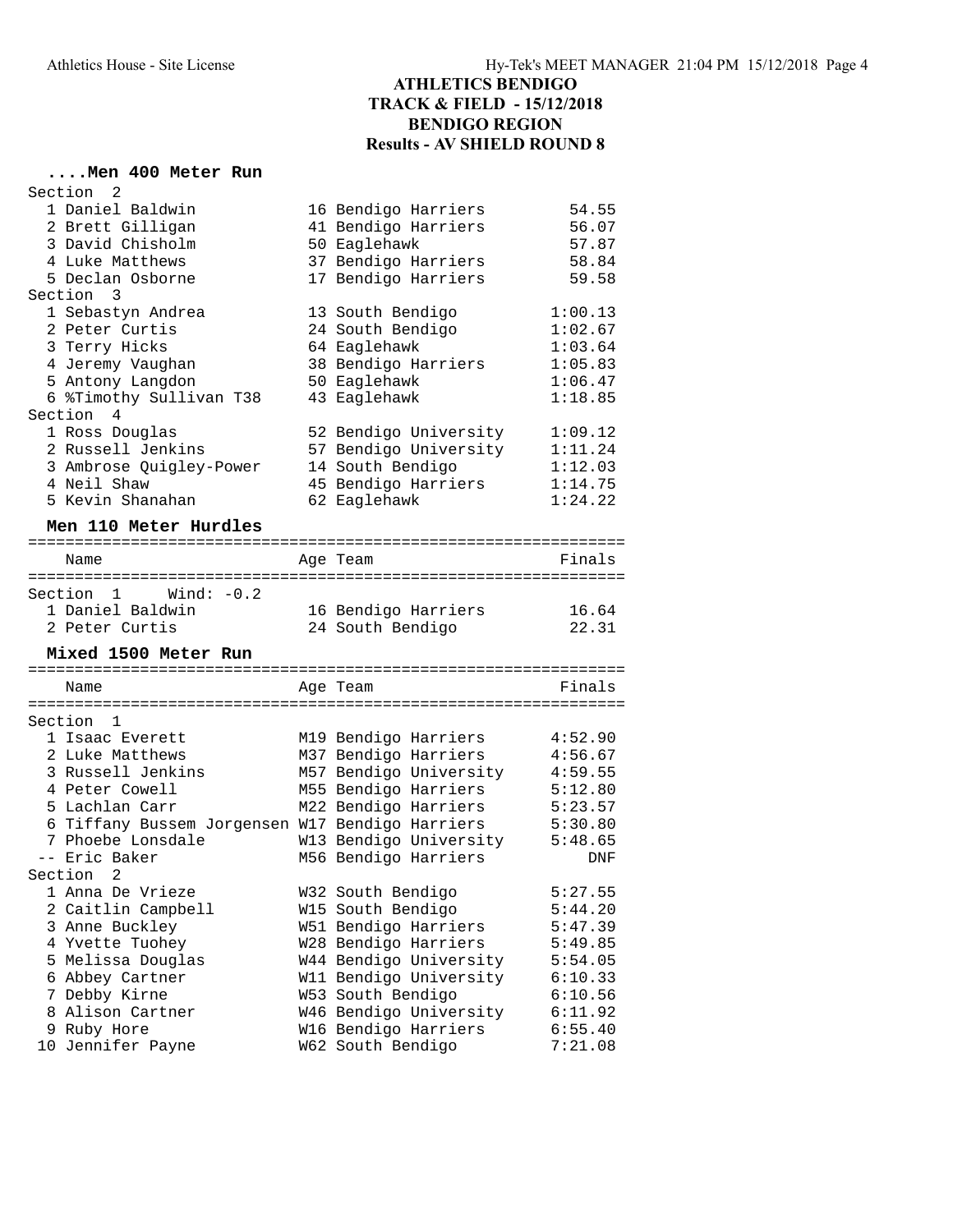# ATHLETICS BENDIGO
## TRACK & FIELD - 15/12/2018
## BENDIGO REGION
## Results - AV SHIELD ROUND 8

### ....Men 400 Meter Run

**Section 2**

| Place | Name | Age | Team | Finals |
|---|---|---|---|---|
| 1 | Daniel Baldwin | 16 | Bendigo Harriers | 54.55 |
| 2 | Brett Gilligan | 41 | Bendigo Harriers | 56.07 |
| 3 | David Chisholm | 50 | Eaglehawk | 57.87 |
| 4 | Luke Matthews | 37 | Bendigo Harriers | 58.84 |
| 5 | Declan Osborne | 17 | Bendigo Harriers | 59.58 |

**Section 3**

| Place | Name | Age | Team | Finals |
|---|---|---|---|---|
| 1 | Sebastyn Andrea | 13 | South Bendigo | 1:00.13 |
| 2 | Peter Curtis | 24 | South Bendigo | 1:02.67 |
| 3 | Terry Hicks | 64 | Eaglehawk | 1:03.64 |
| 4 | Jeremy Vaughan | 38 | Bendigo Harriers | 1:05.83 |
| 5 | Antony Langdon | 50 | Eaglehawk | 1:06.47 |
| 6 | %Timothy Sullivan T38 | 43 | Eaglehawk | 1:18.85 |

**Section 4**

| Place | Name | Age | Team | Finals |
|---|---|---|---|---|
| 1 | Ross Douglas | 52 | Bendigo University | 1:09.12 |
| 2 | Russell Jenkins | 57 | Bendigo University | 1:11.24 |
| 3 | Ambrose Quigley-Power | 14 | South Bendigo | 1:12.03 |
| 4 | Neil Shaw | 45 | Bendigo Harriers | 1:14.75 |
| 5 | Kevin Shanahan | 62 | Eaglehawk | 1:24.22 |

### Men 110 Meter Hurdles

**Section 1 Wind: -0.2**

| Place | Name | Age | Team | Finals |
|---|---|---|---|---|
| 1 | Daniel Baldwin | 16 | Bendigo Harriers | 16.64 |
| 2 | Peter Curtis | 24 | South Bendigo | 22.31 |

### Mixed 1500 Meter Run

**Section 1**

| Place | Name | Age | Team | Finals |
|---|---|---|---|---|
| 1 | Isaac Everett | M19 | Bendigo Harriers | 4:52.90 |
| 2 | Luke Matthews | M37 | Bendigo Harriers | 4:56.67 |
| 3 | Russell Jenkins | M57 | Bendigo University | 4:59.55 |
| 4 | Peter Cowell | M55 | Bendigo Harriers | 5:12.80 |
| 5 | Lachlan Carr | M22 | Bendigo Harriers | 5:23.57 |
| 6 | Tiffany Bussem Jorgensen | W17 | Bendigo Harriers | 5:30.80 |
| 7 | Phoebe Lonsdale | W13 | Bendigo University | 5:48.65 |
| -- | Eric Baker | M56 | Bendigo Harriers | DNF |

**Section 2**

| Place | Name | Age | Team | Finals |
|---|---|---|---|---|
| 1 | Anna De Vrieze | W32 | South Bendigo | 5:27.55 |
| 2 | Caitlin Campbell | W15 | South Bendigo | 5:44.20 |
| 3 | Anne Buckley | W51 | Bendigo Harriers | 5:47.39 |
| 4 | Yvette Tuohey | W28 | Bendigo Harriers | 5:49.85 |
| 5 | Melissa Douglas | W44 | Bendigo University | 5:54.05 |
| 6 | Abbey Cartner | W11 | Bendigo University | 6:10.33 |
| 7 | Debby Kirne | W53 | South Bendigo | 6:10.56 |
| 8 | Alison Cartner | W46 | Bendigo University | 6:11.92 |
| 9 | Ruby Hore | W16 | Bendigo Harriers | 6:55.40 |
| 10 | Jennifer Payne | W62 | South Bendigo | 7:21.08 |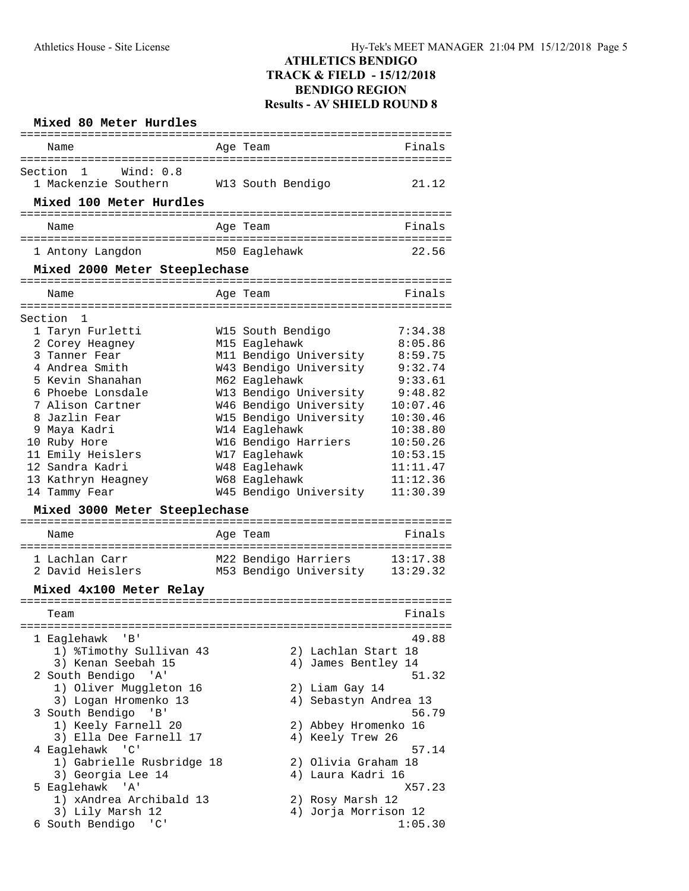# ATHLETICS BENDIGO
## TRACK & FIELD - 15/12/2018
## BENDIGO REGION
## Results - AV SHIELD ROUND 8

### Mixed 80 Meter Hurdles

Section 1 Wind: 0.8

| Place | Name | Age | Team | Finals |
|---|---|---|---|---|
| 1 | Mackenzie Southern | W13 | South Bendigo | 21.12 |

### Mixed 100 Meter Hurdles

| Place | Name | Age | Team | Finals |
|---|---|---|---|---|
| 1 | Antony Langdon | M50 | Eaglehawk | 22.56 |

### Mixed 2000 Meter Steeplechase

Section 1

| Place | Name | Age | Team | Finals |
|---|---|---|---|---|
| 1 | Taryn Furletti | W15 | South Bendigo | 7:34.38 |
| 2 | Corey Heagney | M15 | Eaglehawk | 8:05.86 |
| 3 | Tanner Fear | M11 | Bendigo University | 8:59.75 |
| 4 | Andrea Smith | W43 | Bendigo University | 9:32.74 |
| 5 | Kevin Shanahan | M62 | Eaglehawk | 9:33.61 |
| 6 | Phoebe Lonsdale | W13 | Bendigo University | 9:48.82 |
| 7 | Alison Cartner | W46 | Bendigo University | 10:07.46 |
| 8 | Jazlin Fear | W15 | Bendigo University | 10:30.46 |
| 9 | Maya Kadri | W14 | Eaglehawk | 10:38.80 |
| 10 | Ruby Hore | W16 | Bendigo Harriers | 10:50.26 |
| 11 | Emily Heislers | W17 | Eaglehawk | 10:53.15 |
| 12 | Sandra Kadri | W48 | Eaglehawk | 11:11.47 |
| 13 | Kathryn Heagney | W68 | Eaglehawk | 11:12.36 |
| 14 | Tammy Fear | W45 | Bendigo University | 11:30.39 |

### Mixed 3000 Meter Steeplechase

| Place | Name | Age | Team | Finals |
|---|---|---|---|---|
| 1 | Lachlan Carr | M22 | Bendigo Harriers | 13:17.38 |
| 2 | David Heislers | M53 | Bendigo University | 13:29.32 |

### Mixed 4x100 Meter Relay

| Place | Team | Finals |
|---|---|---|
| 1 | Eaglehawk 'B' | 49.88 |
| | 1) %Timothy Sullivan 43; 2) Lachlan Start 18; 3) Kenan Seebah 15; 4) James Bentley 14 | |
| 2 | South Bendigo 'A' | 51.32 |
| | 1) Oliver Muggleton 16; 2) Liam Gay 14; 3) Logan Hromenko 13; 4) Sebastyn Andrea 13 | |
| 3 | South Bendigo 'B' | 56.79 |
| | 1) Keely Farnell 20; 2) Abbey Hromenko 16; 3) Ella Dee Farnell 17; 4) Keely Trew 26 | |
| 4 | Eaglehawk 'C' | 57.14 |
| | 1) Gabrielle Rusbridge 18; 2) Olivia Graham 18; 3) Georgia Lee 14; 4) Laura Kadri 16 | |
| 5 | Eaglehawk 'A' | X57.23 |
| | 1) xAndrea Archibald 13; 2) Rosy Marsh 12; 3) Lily Marsh 12; 4) Jorja Morrison 12 | |
| 6 | South Bendigo 'C' | 1:05.30 |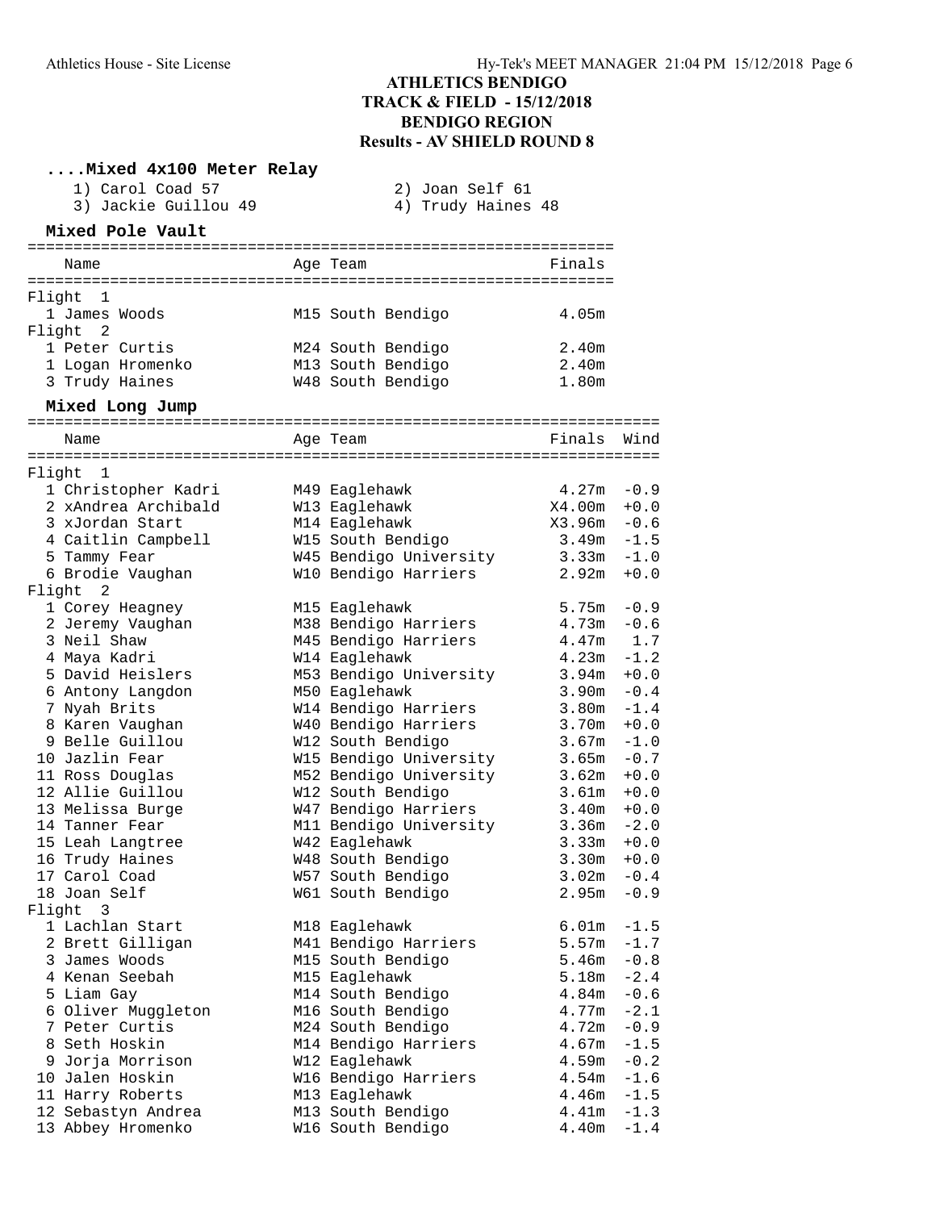# ATHLETICS BENDIGO
## TRACK & FIELD - 15/12/2018
## BENDIGO REGION
## Results - AV SHIELD ROUND 8

### ....Mixed 4x100 Meter Relay

1) Carol Coad 57
2) Joan Self 61
3) Jackie Guillou 49
4) Trudy Haines 48

### Mixed Pole Vault

| | Name | Age | Team | Finals |
|---|---|---|---|---|
| **Flight 1** | | | | |
| 1 | James Woods | M15 | South Bendigo | 4.05m |
| **Flight 2** | | | | |
| 1 | Peter Curtis | M24 | South Bendigo | 2.40m |
| 1 | Logan Hromenko | M13 | South Bendigo | 2.40m |
| 3 | Trudy Haines | W48 | South Bendigo | 1.80m |

### Mixed Long Jump

| | Name | Age | Team | Finals | Wind |
|---|---|---|---|---|---|
| **Flight 1** | | | | | |
| 1 | Christopher Kadri | M49 | Eaglehawk | 4.27m | -0.9 |
| 2 | xAndrea Archibald | W13 | Eaglehawk | X4.00m | +0.0 |
| 3 | xJordan Start | M14 | Eaglehawk | X3.96m | -0.6 |
| 4 | Caitlin Campbell | W15 | South Bendigo | 3.49m | -1.5 |
| 5 | Tammy Fear | W45 | Bendigo University | 3.33m | -1.0 |
| 6 | Brodie Vaughan | W10 | Bendigo Harriers | 2.92m | +0.0 |
| **Flight 2** | | | | | |
| 1 | Corey Heagney | M15 | Eaglehawk | 5.75m | -0.9 |
| 2 | Jeremy Vaughan | M38 | Bendigo Harriers | 4.73m | -0.6 |
| 3 | Neil Shaw | M45 | Bendigo Harriers | 4.47m | 1.7 |
| 4 | Maya Kadri | W14 | Eaglehawk | 4.23m | -1.2 |
| 5 | David Heislers | M53 | Bendigo University | 3.94m | +0.0 |
| 6 | Antony Langdon | M50 | Eaglehawk | 3.90m | -0.4 |
| 7 | Nyah Brits | W14 | Bendigo Harriers | 3.80m | -1.4 |
| 8 | Karen Vaughan | W40 | Bendigo Harriers | 3.70m | +0.0 |
| 9 | Belle Guillou | W12 | South Bendigo | 3.67m | -1.0 |
| 10 | Jazlin Fear | W15 | Bendigo University | 3.65m | -0.7 |
| 11 | Ross Douglas | M52 | Bendigo University | 3.62m | +0.0 |
| 12 | Allie Guillou | W12 | South Bendigo | 3.61m | +0.0 |
| 13 | Melissa Burge | W47 | Bendigo Harriers | 3.40m | +0.0 |
| 14 | Tanner Fear | M11 | Bendigo University | 3.36m | -2.0 |
| 15 | Leah Langtree | W42 | Eaglehawk | 3.33m | +0.0 |
| 16 | Trudy Haines | W48 | South Bendigo | 3.30m | +0.0 |
| 17 | Carol Coad | W57 | South Bendigo | 3.02m | -0.4 |
| 18 | Joan Self | W61 | South Bendigo | 2.95m | -0.9 |
| **Flight 3** | | | | | |
| 1 | Lachlan Start | M18 | Eaglehawk | 6.01m | -1.5 |
| 2 | Brett Gilligan | M41 | Bendigo Harriers | 5.57m | -1.7 |
| 3 | James Woods | M15 | South Bendigo | 5.46m | -0.8 |
| 4 | Kenan Seebah | M15 | Eaglehawk | 5.18m | -2.4 |
| 5 | Liam Gay | M14 | South Bendigo | 4.84m | -0.6 |
| 6 | Oliver Muggleton | M16 | South Bendigo | 4.77m | -2.1 |
| 7 | Peter Curtis | M24 | South Bendigo | 4.72m | -0.9 |
| 8 | Seth Hoskin | M14 | Bendigo Harriers | 4.67m | -1.5 |
| 9 | Jorja Morrison | W12 | Eaglehawk | 4.59m | -0.2 |
| 10 | Jalen Hoskin | W16 | Bendigo Harriers | 4.54m | -1.6 |
| 11 | Harry Roberts | M13 | Eaglehawk | 4.46m | -1.5 |
| 12 | Sebastyn Andrea | M13 | South Bendigo | 4.41m | -1.3 |
| 13 | Abbey Hromenko | W16 | South Bendigo | 4.40m | -1.4 |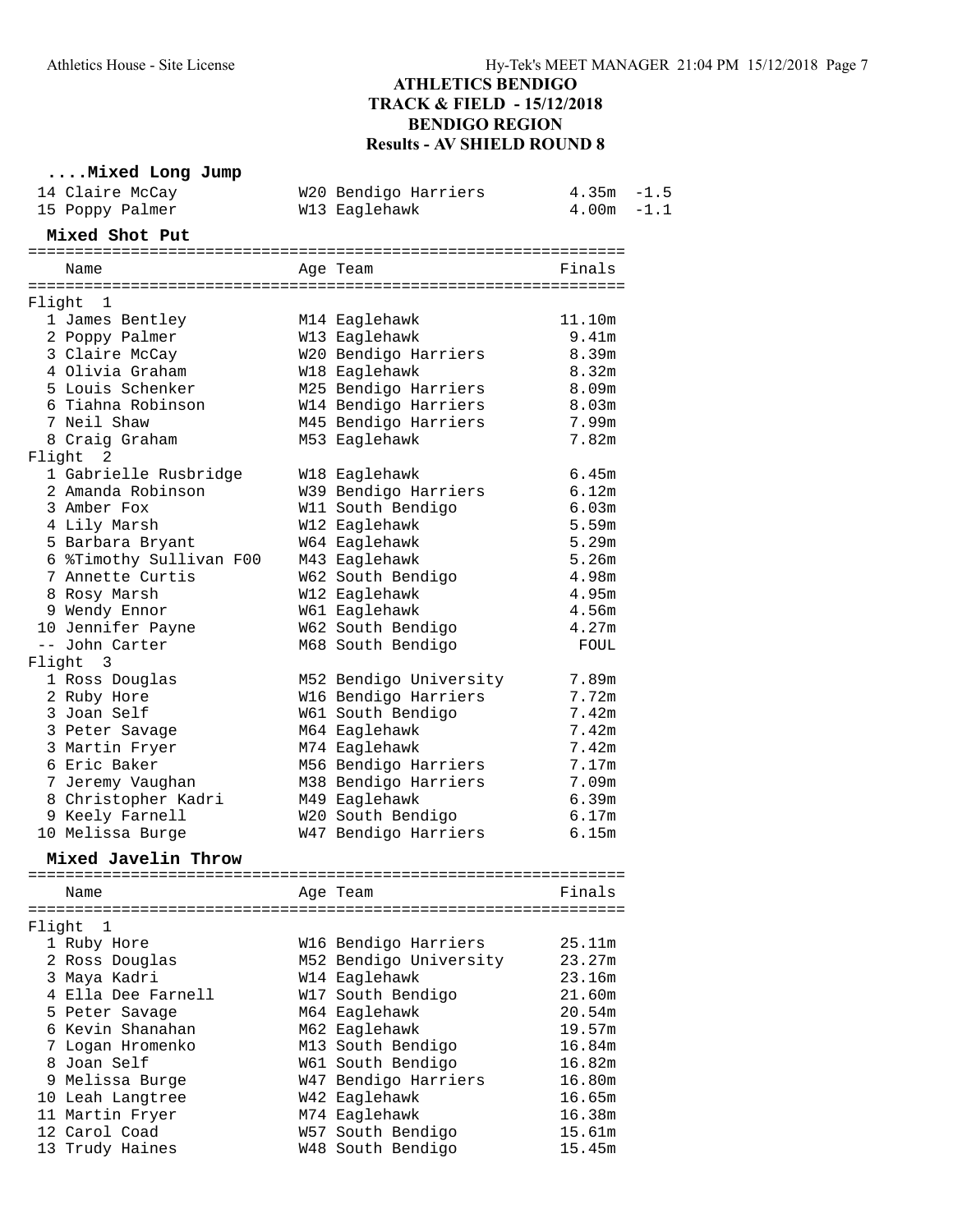# ATHLETICS BENDIGO
## TRACK & FIELD - 15/12/2018
## BENDIGO REGION
## Results - AV SHIELD ROUND 8

### ....Mixed Long Jump

| | Name | Age | Team | Finals | Wind |
|---|---|---|---|---|---|
| 14 | Claire McCay | W20 | Bendigo Harriers | 4.35m | -1.5 |
| 15 | Poppy Palmer | W13 | Eaglehawk | 4.00m | -1.1 |

### Mixed Shot Put

| | Name | Age | Team | Finals |
|---|---|---|---|---|
| **Flight 1** | | | | |
| 1 | James Bentley | M14 | Eaglehawk | 11.10m |
| 2 | Poppy Palmer | W13 | Eaglehawk | 9.41m |
| 3 | Claire McCay | W20 | Bendigo Harriers | 8.39m |
| 4 | Olivia Graham | W18 | Eaglehawk | 8.32m |
| 5 | Louis Schenker | M25 | Bendigo Harriers | 8.09m |
| 6 | Tiahna Robinson | W14 | Bendigo Harriers | 8.03m |
| 7 | Neil Shaw | M45 | Bendigo Harriers | 7.99m |
| 8 | Craig Graham | M53 | Eaglehawk | 7.82m |
| **Flight 2** | | | | |
| 1 | Gabrielle Rusbridge | W18 | Eaglehawk | 6.45m |
| 2 | Amanda Robinson | W39 | Bendigo Harriers | 6.12m |
| 3 | Amber Fox | W11 | South Bendigo | 6.03m |
| 4 | Lily Marsh | W12 | Eaglehawk | 5.59m |
| 5 | Barbara Bryant | W64 | Eaglehawk | 5.29m |
| 6 | %Timothy Sullivan F00 | M43 | Eaglehawk | 5.26m |
| 7 | Annette Curtis | W62 | South Bendigo | 4.98m |
| 8 | Rosy Marsh | W12 | Eaglehawk | 4.95m |
| 9 | Wendy Ennor | W61 | Eaglehawk | 4.56m |
| 10 | Jennifer Payne | W62 | South Bendigo | 4.27m |
| -- | John Carter | M68 | South Bendigo | FOUL |
| **Flight 3** | | | | |
| 1 | Ross Douglas | M52 | Bendigo University | 7.89m |
| 2 | Ruby Hore | W16 | Bendigo Harriers | 7.72m |
| 3 | Joan Self | W61 | South Bendigo | 7.42m |
| 3 | Peter Savage | M64 | Eaglehawk | 7.42m |
| 3 | Martin Fryer | M74 | Eaglehawk | 7.42m |
| 6 | Eric Baker | M56 | Bendigo Harriers | 7.17m |
| 7 | Jeremy Vaughan | M38 | Bendigo Harriers | 7.09m |
| 8 | Christopher Kadri | M49 | Eaglehawk | 6.39m |
| 9 | Keely Farnell | W20 | South Bendigo | 6.17m |
| 10 | Melissa Burge | W47 | Bendigo Harriers | 6.15m |

### Mixed Javelin Throw

| | Name | Age | Team | Finals |
|---|---|---|---|---|
| **Flight 1** | | | | |
| 1 | Ruby Hore | W16 | Bendigo Harriers | 25.11m |
| 2 | Ross Douglas | M52 | Bendigo University | 23.27m |
| 3 | Maya Kadri | W14 | Eaglehawk | 23.16m |
| 4 | Ella Dee Farnell | W17 | South Bendigo | 21.60m |
| 5 | Peter Savage | M64 | Eaglehawk | 20.54m |
| 6 | Kevin Shanahan | M62 | Eaglehawk | 19.57m |
| 7 | Logan Hromenko | M13 | South Bendigo | 16.84m |
| 8 | Joan Self | W61 | South Bendigo | 16.82m |
| 9 | Melissa Burge | W47 | Bendigo Harriers | 16.80m |
| 10 | Leah Langtree | W42 | Eaglehawk | 16.65m |
| 11 | Martin Fryer | M74 | Eaglehawk | 16.38m |
| 12 | Carol Coad | W57 | South Bendigo | 15.61m |
| 13 | Trudy Haines | W48 | South Bendigo | 15.45m |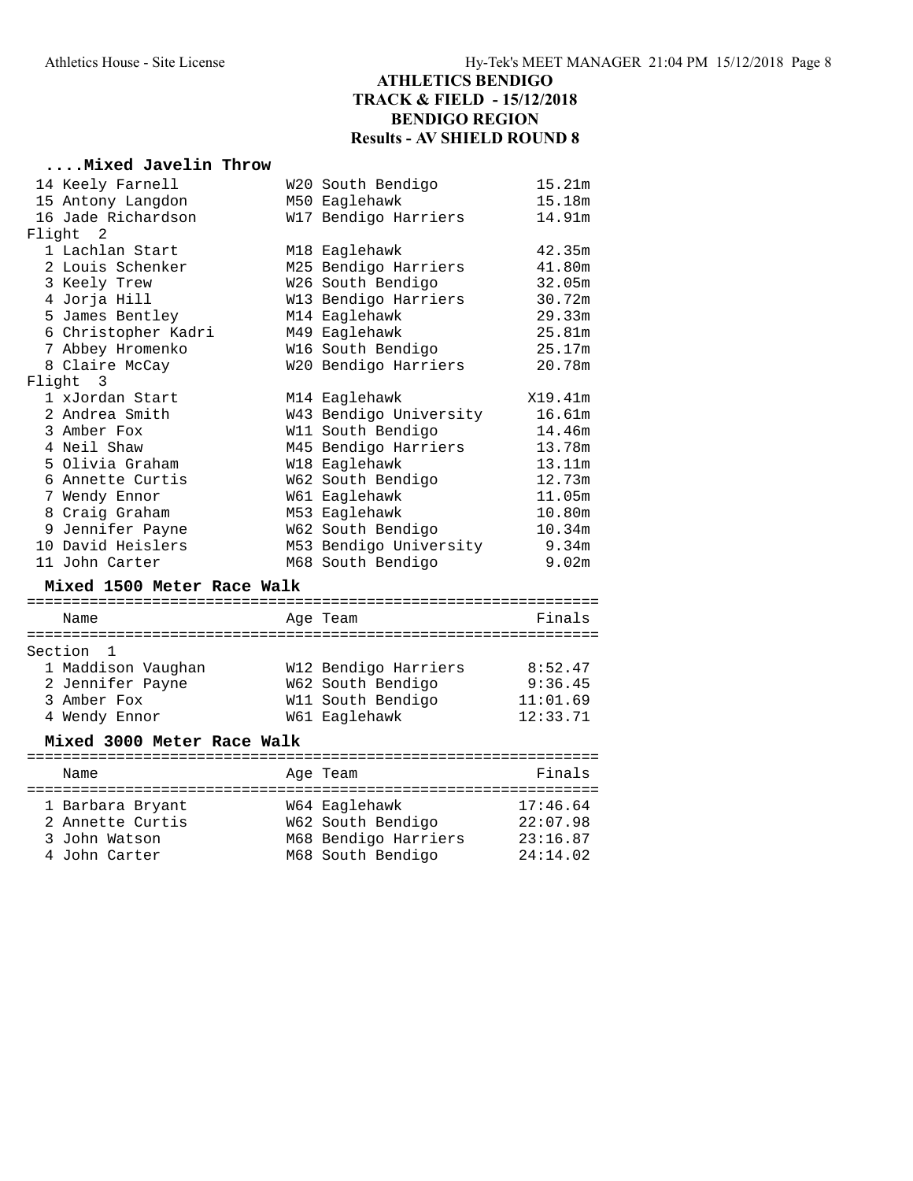# ATHLETICS BENDIGO
## TRACK & FIELD - 15/12/2018
## BENDIGO REGION
## Results - AV SHIELD ROUND 8

### ....Mixed Javelin Throw

| | Name | Age | Team | Finals |
|---|---|---|---|---|
| 14 | Keely Farnell | W20 | South Bendigo | 15.21m |
| 15 | Antony Langdon | M50 | Eaglehawk | 15.18m |
| 16 | Jade Richardson | W17 | Bendigo Harriers | 14.91m |
| Flight 2 | | | | |
| 1 | Lachlan Start | M18 | Eaglehawk | 42.35m |
| 2 | Louis Schenker | M25 | Bendigo Harriers | 41.80m |
| 3 | Keely Trew | W26 | South Bendigo | 32.05m |
| 4 | Jorja Hill | W13 | Bendigo Harriers | 30.72m |
| 5 | James Bentley | M14 | Eaglehawk | 29.33m |
| 6 | Christopher Kadri | M49 | Eaglehawk | 25.81m |
| 7 | Abbey Hromenko | W16 | South Bendigo | 25.17m |
| 8 | Claire McCay | W20 | Bendigo Harriers | 20.78m |
| Flight 3 | | | | |
| 1 | xJordan Start | M14 | Eaglehawk | X19.41m |
| 2 | Andrea Smith | W43 | Bendigo University | 16.61m |
| 3 | Amber Fox | W11 | South Bendigo | 14.46m |
| 4 | Neil Shaw | M45 | Bendigo Harriers | 13.78m |
| 5 | Olivia Graham | W18 | Eaglehawk | 13.11m |
| 6 | Annette Curtis | W62 | South Bendigo | 12.73m |
| 7 | Wendy Ennor | W61 | Eaglehawk | 11.05m |
| 8 | Craig Graham | M53 | Eaglehawk | 10.80m |
| 9 | Jennifer Payne | W62 | South Bendigo | 10.34m |
| 10 | David Heislers | M53 | Bendigo University | 9.34m |
| 11 | John Carter | M68 | South Bendigo | 9.02m |

### Mixed 1500 Meter Race Walk

| | Name | Age | Team | Finals |
|---|---|---|---|---|
| Section 1 | | | | |
| 1 | Maddison Vaughan | W12 | Bendigo Harriers | 8:52.47 |
| 2 | Jennifer Payne | W62 | South Bendigo | 9:36.45 |
| 3 | Amber Fox | W11 | South Bendigo | 11:01.69 |
| 4 | Wendy Ennor | W61 | Eaglehawk | 12:33.71 |

### Mixed 3000 Meter Race Walk

| | Name | Age | Team | Finals |
|---|---|---|---|---|
| 1 | Barbara Bryant | W64 | Eaglehawk | 17:46.64 |
| 2 | Annette Curtis | W62 | South Bendigo | 22:07.98 |
| 3 | John Watson | M68 | Bendigo Harriers | 23:16.87 |
| 4 | John Carter | M68 | South Bendigo | 24:14.02 |